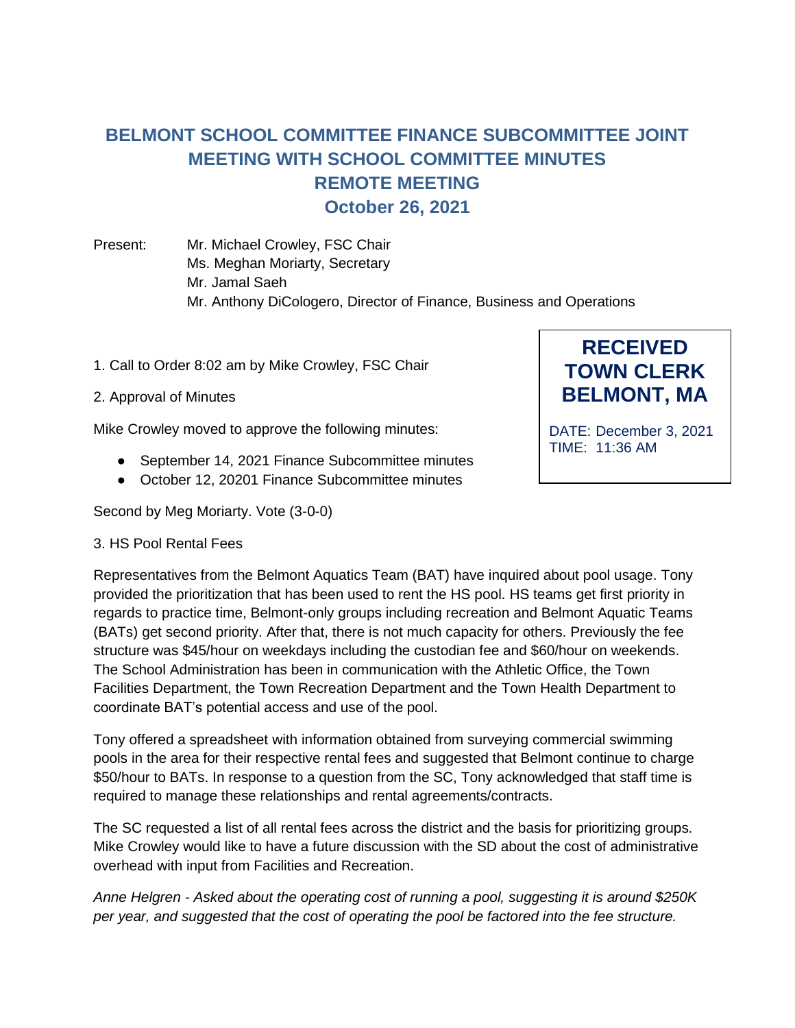# BELMONT SCHOOL COMMITTEE FINANCE SUBCOMMITTEE JOINT MEETING WITH SCHOOL COMMITTEE MINUTES

## REMOTE MEETING

## October 26, 2021

Present: Mr. Michael Crowley, FSC Chair
Ms. Meghan Moriarty, Secretary
Mr. Jamal Saeh
Mr. Anthony DiCologero, Director of Finance, Business and Operations

**RECEIVED TOWN CLERK BELMONT, MA**

DATE: December 3, 2021
TIME: 11:36 AM

1. Call to Order 8:02 am by Mike Crowley, FSC Chair

2. Approval of Minutes

Mike Crowley moved to approve the following minutes:

- September 14, 2021 Finance Subcommittee minutes
- October 12, 20201 Finance Subcommittee minutes

Second by Meg Moriarty. Vote (3-0-0)

3. HS Pool Rental Fees

Representatives from the Belmont Aquatics Team (BAT) have inquired about pool usage. Tony provided the prioritization that has been used to rent the HS pool. HS teams get first priority in regards to practice time, Belmont-only groups including recreation and Belmont Aquatic Teams (BATs) get second priority. After that, there is not much capacity for others. Previously the fee structure was $45/hour on weekdays including the custodian fee and $60/hour on weekends. The School Administration has been in communication with the Athletic Office, the Town Facilities Department, the Town Recreation Department and the Town Health Department to coordinate BAT's potential access and use of the pool.

Tony offered a spreadsheet with information obtained from surveying commercial swimming pools in the area for their respective rental fees and suggested that Belmont continue to charge $50/hour to BATs. In response to a question from the SC, Tony acknowledged that staff time is required to manage these relationships and rental agreements/contracts.

The SC requested a list of all rental fees across the district and the basis for prioritizing groups. Mike Crowley would like to have a future discussion with the SD about the cost of administrative overhead with input from Facilities and Recreation.

*Anne Helgren - Asked about the operating cost of running a pool, suggesting it is around $250K per year, and suggested that the cost of operating the pool be factored into the fee structure.*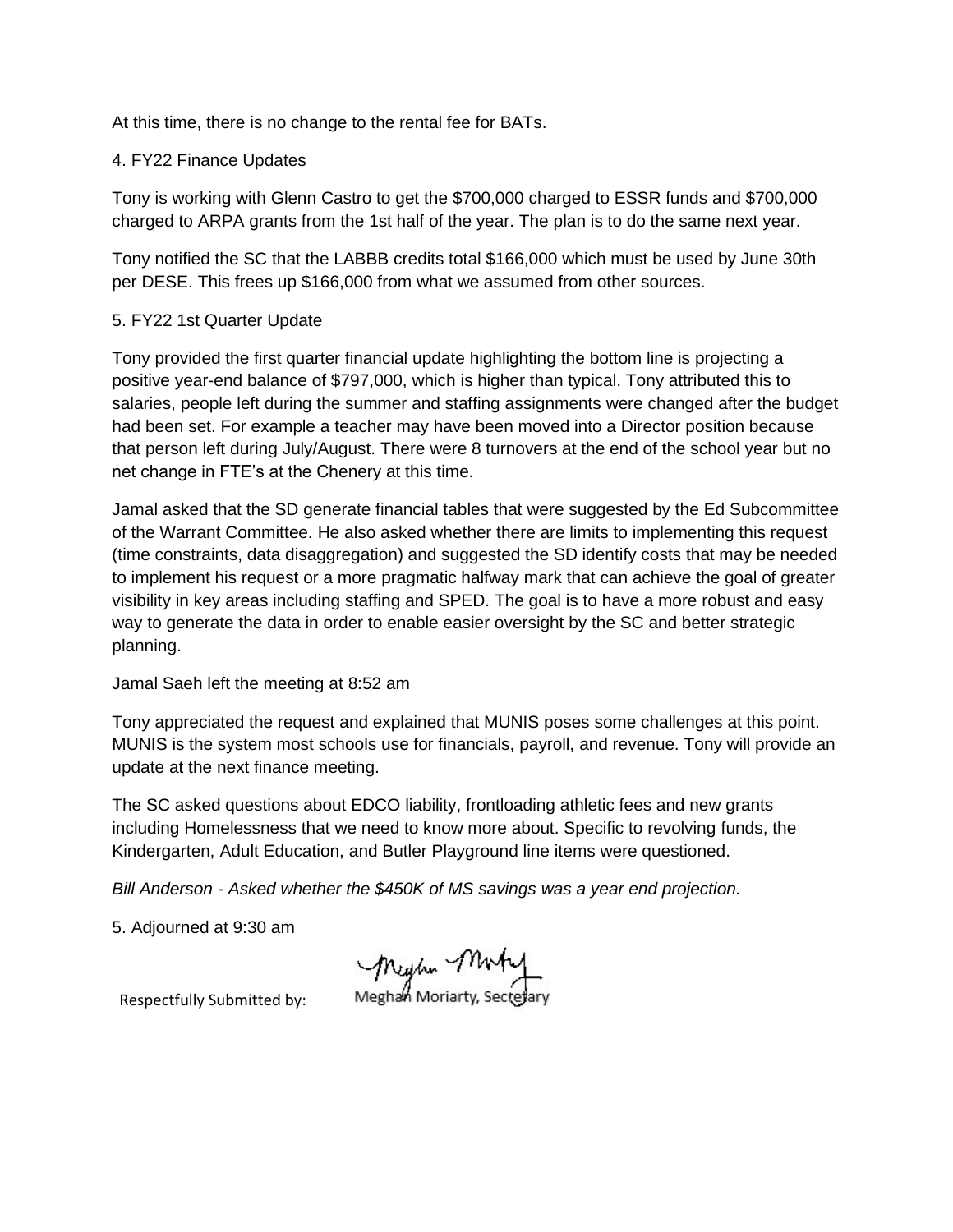At this time, there is no change to the rental fee for BATs.

4. FY22 Finance Updates

Tony is working with Glenn Castro to get the $700,000 charged to ESSR funds and $700,000 charged to ARPA grants from the 1st half of the year. The plan is to do the same next year.

Tony notified the SC that the LABBB credits total $166,000 which must be used by June 30th per DESE. This frees up $166,000 from what we assumed from other sources.

5. FY22 1st Quarter Update

Tony provided the first quarter financial update highlighting the bottom line is projecting a positive year-end balance of $797,000, which is higher than typical. Tony attributed this to salaries, people left during the summer and staffing assignments were changed after the budget had been set. For example a teacher may have been moved into a Director position because that person left during July/August. There were 8 turnovers at the end of the school year but no net change in FTE's at the Chenery at this time.

Jamal asked that the SD generate financial tables that were suggested by the Ed Subcommittee of the Warrant Committee. He also asked whether there are limits to implementing this request (time constraints, data disaggregation) and suggested the SD identify costs that may be needed to implement his request or a more pragmatic halfway mark that can achieve the goal of greater visibility in key areas including staffing and SPED. The goal is to have a more robust and easy way to generate the data in order to enable easier oversight by the SC and better strategic planning.

Jamal Saeh left the meeting at 8:52 am

Tony appreciated the request and explained that MUNIS poses some challenges at this point. MUNIS is the system most schools use for financials, payroll, and revenue. Tony will provide an update at the next finance meeting.

The SC asked questions about EDCO liability, frontloading athletic fees and new grants including Homelessness that we need to know more about. Specific to revolving funds, the Kindergarten, Adult Education, and Butler Playground line items were questioned.

*Bill Anderson - Asked whether the $450K of MS savings was a year end projection.*

5. Adjourned at 9:30 am

Respectfully Submitted by: Meghan Moriarty, Secretary